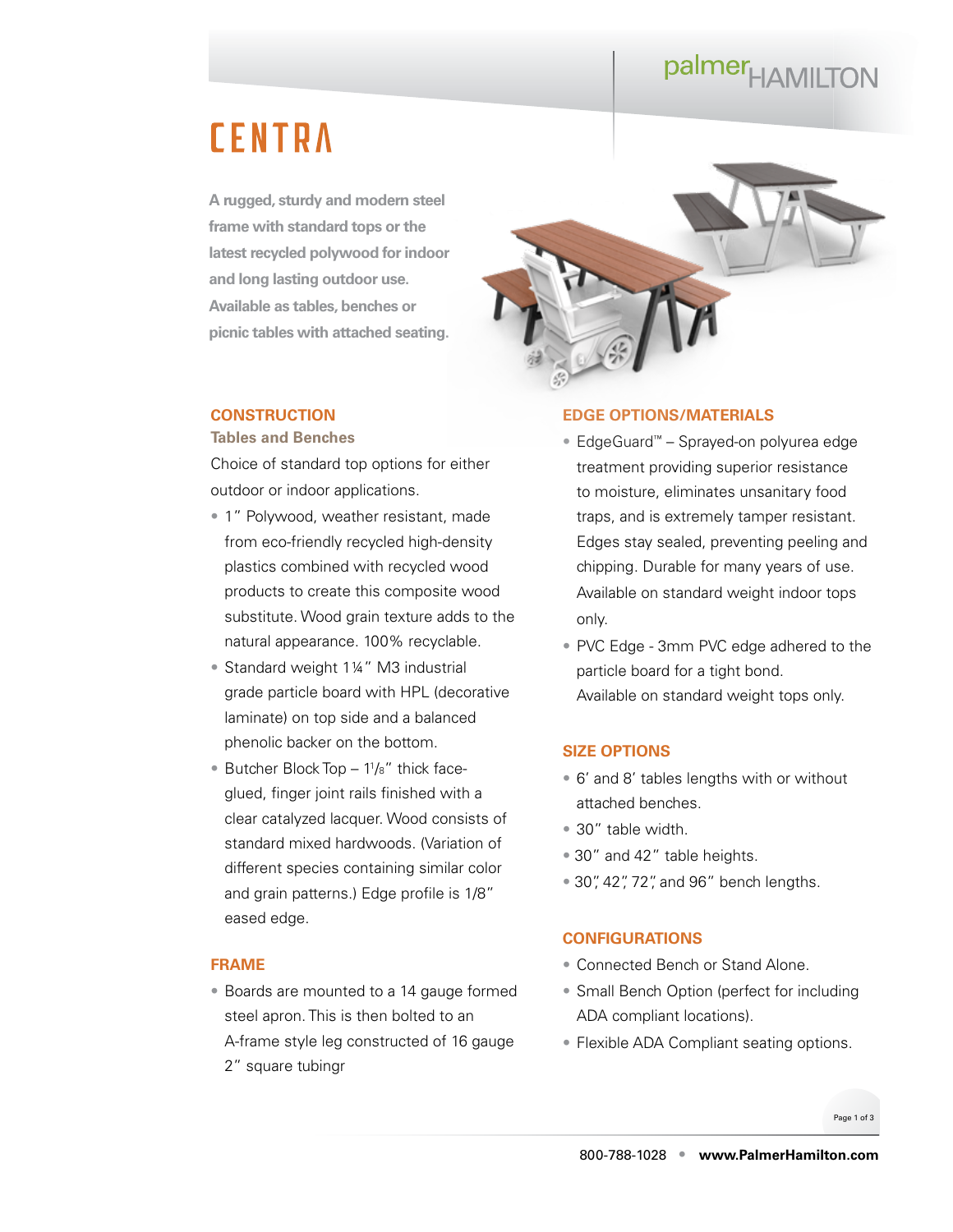palmerHAMILTON

# CENTRA

A rugged, sturdy and modern steel frame with standard tops or the latest recycled polywood for indoor and long lasting outdoor use. Available as tables, benches or picnic tables with attached seating.

## CONSTRUCTION

### Tables and Benches

Choice of standard top options for either outdoor or indoor applications.

- 1" Polywood, weather resistant, made from eco-friendly recycled high-density plastics combined with recycled wood products to create this composite wood substitute. Wood grain texture adds to the natural appearance. 100% recyclable.
- Standard weight 1¼" M3 industrial grade particle board with HPL (decorative laminate) on top side and a balanced phenolic backer on the bottom.
- Butcher Block Top – 1⅛" thick face-glued, finger joint rails finished with a clear catalyzed lacquer. Wood consists of standard mixed hardwoods. (Variation of different species containing similar color and grain patterns.) Edge profile is 1/8" eased edge.

## FRAME

- Boards are mounted to a 14 gauge formed steel apron. This is then bolted to an A-frame style leg constructed of 16 gauge 2" square tubingr

## EDGE OPTIONS/MATERIALS

- EdgeGuard™ – Sprayed-on polyurea edge treatment providing superior resistance to moisture, eliminates unsanitary food traps, and is extremely tamper resistant. Edges stay sealed, preventing peeling and chipping. Durable for many years of use. Available on standard weight indoor tops only.
- PVC Edge - 3mm PVC edge adhered to the particle board for a tight bond. Available on standard weight tops only.

## SIZE OPTIONS

- 6' and 8' tables lengths with or without attached benches.
- 30" table width.
- 30" and 42" table heights.
- 30", 42", 72", and 96" bench lengths.

## CONFIGURATIONS

- Connected Bench or Stand Alone.
- Small Bench Option (perfect for including ADA compliant locations).
- Flexible ADA Compliant seating options.

800-788-1028 • www.PalmerHamilton.com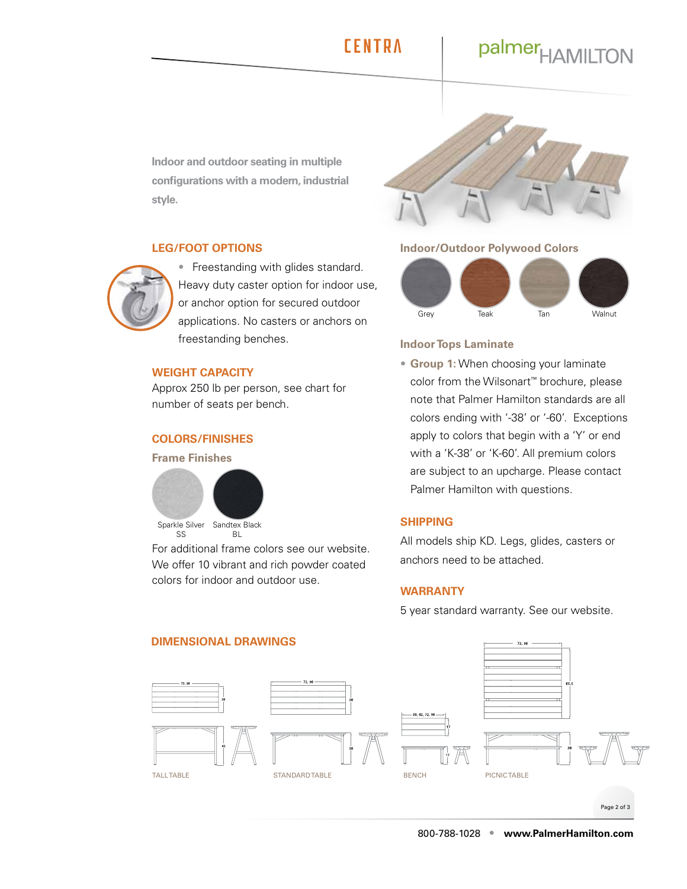CENTRA

palmer HAMILTON

Indoor and outdoor seating in multiple configurations with a modern, industrial style.

## LEG/FOOT OPTIONS

- Freestanding with glides standard. Heavy duty caster option for indoor use, or anchor option for secured outdoor applications. No casters or anchors on freestanding benches.

## WEIGHT CAPACITY

Approx 250 lb per person, see chart for number of seats per bench.

## COLORS/FINISHES

### Frame Finishes

Sparkle Silver SS

Sandtex Black BL

For additional frame colors see our website. We offer 10 vibrant and rich powder coated colors for indoor and outdoor use.

### Indoor/Outdoor Polywood Colors

Grey

Teak

Tan

Walnut

### Indoor Tops Laminate

- **Group 1:** When choosing your laminate color from the Wilsonart™ brochure, please note that Palmer Hamilton standards are all colors ending with '-38' or '-60'. Exceptions apply to colors that begin with a 'Y' or end with a 'K-38' or 'K-60'. All premium colors are subject to an upcharge. Please contact Palmer Hamilton with questions.

## SHIPPING

All models ship KD. Legs, glides, casters or anchors need to be attached.

## WARRANTY

5 year standard warranty. See our website.

## DIMENSIONAL DRAWINGS

TALL TABLE: 72, 96 / 30 / 42

STANDARD TABLE: 72, 96 / 30 / 30

BENCH: 30, 42, 72, 96 / 17 / 17

PICNIC TABLE: 72, 96 / 65.5 / 30

800-788-1028 • www.PalmerHamilton.com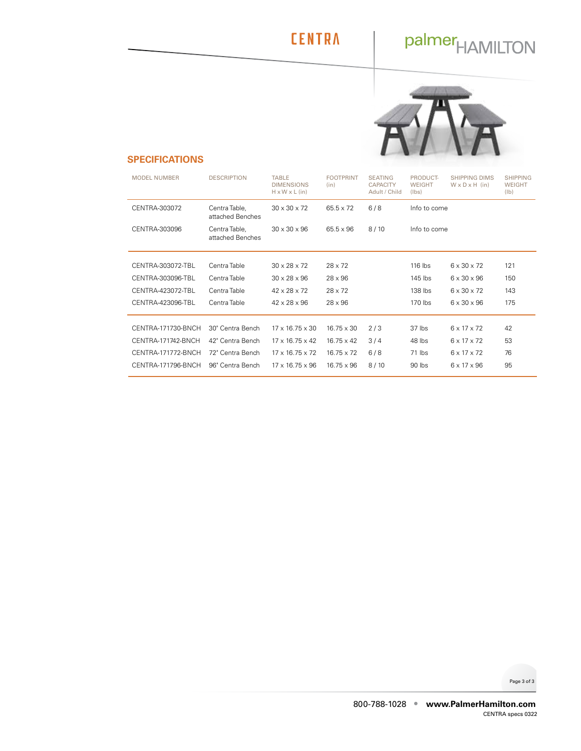CENTRA

palmer HAMILTON

## SPECIFICATIONS

| MODEL NUMBER | DESCRIPTION | TABLE DIMENSIONS H x W x L (in) | FOOTPRINT (in) | SEATING CAPACITY Adult / Child | PRODUCT WEIGHT (lbs) | SHIPPING DIMS W x D x H (in) | SHIPPING WEIGHT (lb) |
|---|---|---|---|---|---|---|---|
| CENTRA-303072 | Centra Table, attached Benches | 30 x 30 x 72 | 65.5 x 72 | 6 / 8 | Info to come | | |
| CENTRA-303096 | Centra Table, attached Benches | 30 x 30 x 96 | 65.5 x 96 | 8 / 10 | Info to come | | |
| CENTRA-303072-TBL | Centra Table | 30 x 28 x 72 | 28 x 72 | | 116 lbs | 6 x 30 x 72 | 121 |
| CENTRA-303096-TBL | Centra Table | 30 x 28 x 96 | 28 x 96 | | 145 lbs | 6 x 30 x 96 | 150 |
| CENTRA-423072-TBL | Centra Table | 42 x 28 x 72 | 28 x 72 | | 138 lbs | 6 x 30 x 72 | 143 |
| CENTRA-423096-TBL | Centra Table | 42 x 28 x 96 | 28 x 96 | | 170 lbs | 6 x 30 x 96 | 175 |
| CENTRA-171730-BNCH | 30" Centra Bench | 17 x 16.75 x 30 | 16.75 x 30 | 2 / 3 | 37 lbs | 6 x 17 x 72 | 42 |
| CENTRA-171742-BNCH | 42" Centra Bench | 17 x 16.75 x 42 | 16.75 x 42 | 3 / 4 | 48 lbs | 6 x 17 x 72 | 53 |
| CENTRA-171772-BNCH | 72" Centra Bench | 17 x 16.75 x 72 | 16.75 x 72 | 6 / 8 | 71 lbs | 6 x 17 x 72 | 76 |
| CENTRA-171796-BNCH | 96" Centra Bench | 17 x 16.75 x 96 | 16.75 x 96 | 8 / 10 | 90 lbs | 6 x 17 x 96 | 95 |

800-788-1028 • www.PalmerHamilton.com

CENTRA specs 0322